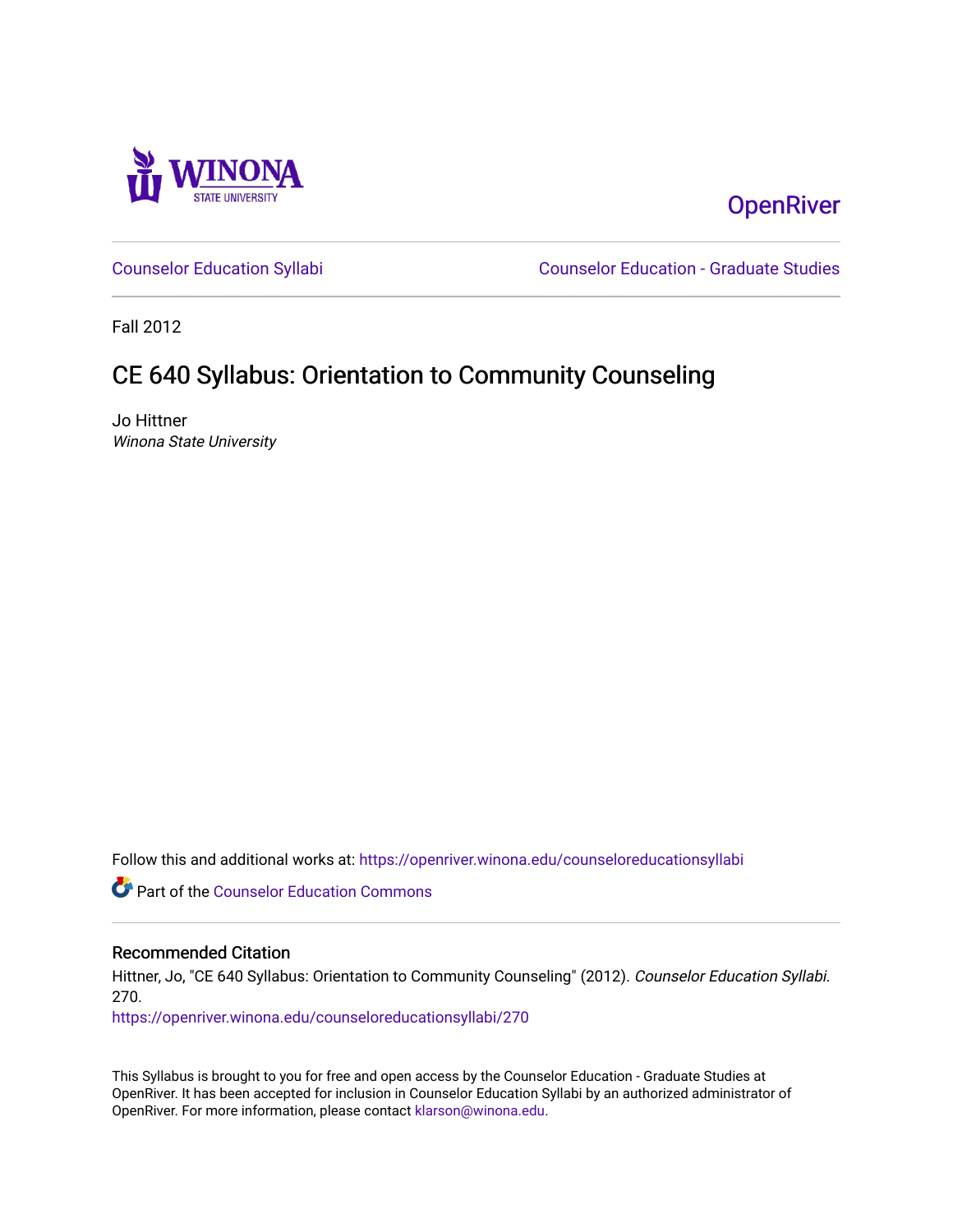OpenRiver

Counselor Education Syllabi | Counselor Education - Graduate Studies

Fall 2012

# CE 640 Syllabus: Orientation to Community Counseling

Jo Hittner
*Winona State University*

Follow this and additional works at: https://openriver.winona.edu/counseloreducationsyllabi

Part of the Counselor Education Commons

## Recommended Citation

Hittner, Jo, "CE 640 Syllabus: Orientation to Community Counseling" (2012). *Counselor Education Syllabi*. 270.
https://openriver.winona.edu/counseloreducationsyllabi/270

This Syllabus is brought to you for free and open access by the Counselor Education - Graduate Studies at OpenRiver. It has been accepted for inclusion in Counselor Education Syllabi by an authorized administrator of OpenRiver. For more information, please contact klarson@winona.edu.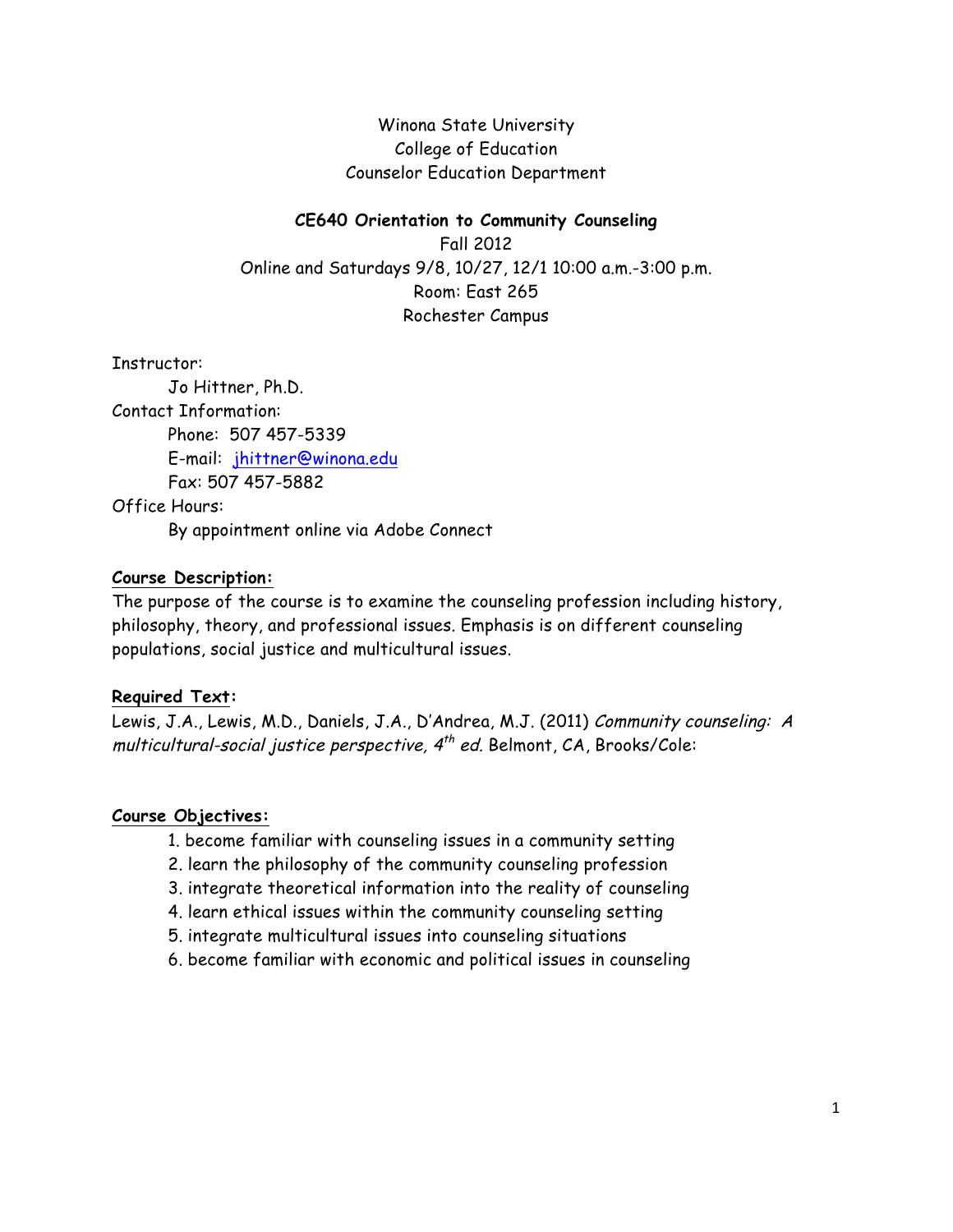Winona State University
College of Education
Counselor Education Department

**CE640 Orientation to Community Counseling**

Fall 2012

Online and Saturdays 9/8, 10/27, 12/1 10:00 a.m.-3:00 p.m.

Room: East 265

Rochester Campus

Instructor:
  Jo Hittner, Ph.D.

Contact Information:
  Phone: 507 457-5339
  E-mail: jhittner@winona.edu
  Fax: 507 457-5882

Office Hours:
  By appointment online via Adobe Connect

**Course Description:**

The purpose of the course is to examine the counseling profession including history, philosophy, theory, and professional issues. Emphasis is on different counseling populations, social justice and multicultural issues.

**Required Text:**

Lewis, J.A., Lewis, M.D., Daniels, J.A., D'Andrea, M.J. (2011) *Community counseling: A multicultural-social justice perspective, 4th ed.* Belmont, CA, Brooks/Cole:

**Course Objectives:**

1. become familiar with counseling issues in a community setting
2. learn the philosophy of the community counseling profession
3. integrate theoretical information into the reality of counseling
4. learn ethical issues within the community counseling setting
5. integrate multicultural issues into counseling situations
6. become familiar with economic and political issues in counseling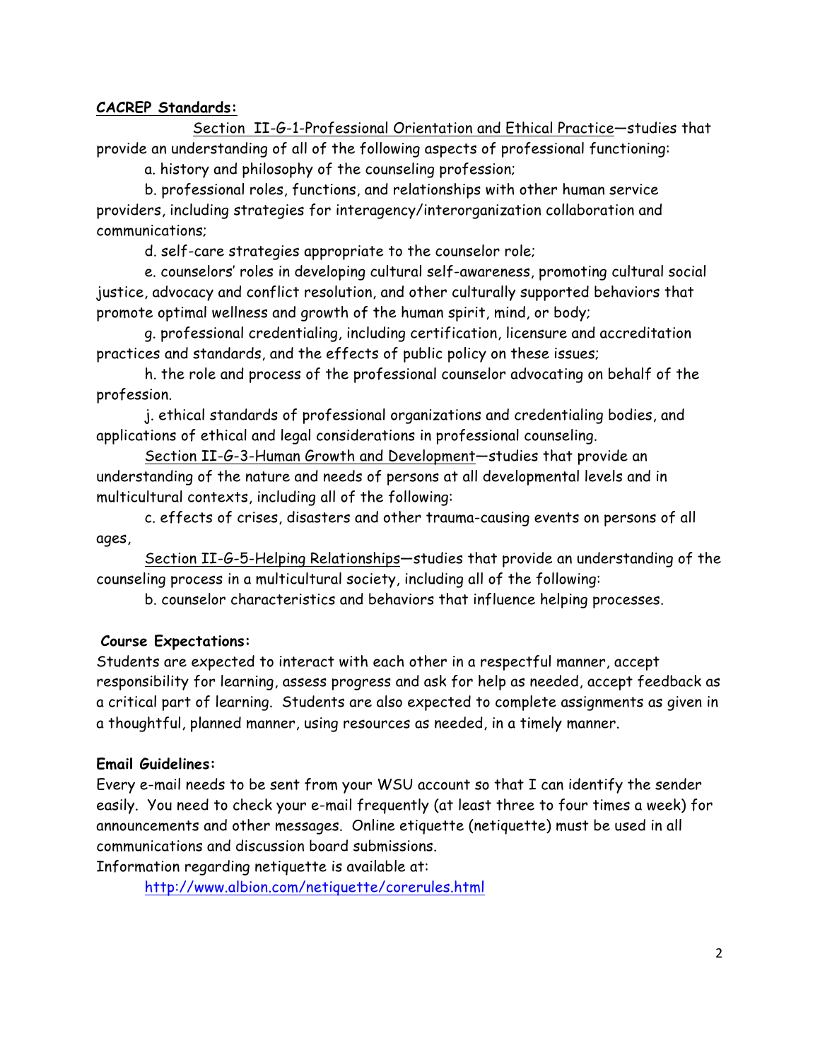**CACREP Standards:**

Section II-G-1-Professional Orientation and Ethical Practice—studies that provide an understanding of all of the following aspects of professional functioning:

a. history and philosophy of the counseling profession;

b. professional roles, functions, and relationships with other human service providers, including strategies for interagency/interorganization collaboration and communications;

d. self-care strategies appropriate to the counselor role;

e. counselors' roles in developing cultural self-awareness, promoting cultural social justice, advocacy and conflict resolution, and other culturally supported behaviors that promote optimal wellness and growth of the human spirit, mind, or body;

g. professional credentialing, including certification, licensure and accreditation practices and standards, and the effects of public policy on these issues;

h. the role and process of the professional counselor advocating on behalf of the profession.

j. ethical standards of professional organizations and credentialing bodies, and applications of ethical and legal considerations in professional counseling.

Section II-G-3-Human Growth and Development—studies that provide an understanding of the nature and needs of persons at all developmental levels and in multicultural contexts, including all of the following:

c. effects of crises, disasters and other trauma-causing events on persons of all ages,

Section II-G-5-Helping Relationships—studies that provide an understanding of the counseling process in a multicultural society, including all of the following:

b. counselor characteristics and behaviors that influence helping processes.

**Course Expectations:**

Students are expected to interact with each other in a respectful manner, accept responsibility for learning, assess progress and ask for help as needed, accept feedback as a critical part of learning. Students are also expected to complete assignments as given in a thoughtful, planned manner, using resources as needed, in a timely manner.

**Email Guidelines:**

Every e-mail needs to be sent from your WSU account so that I can identify the sender easily. You need to check your e-mail frequently (at least three to four times a week) for announcements and other messages. Online etiquette (netiquette) must be used in all communications and discussion board submissions.

Information regarding netiquette is available at:

http://www.albion.com/netiquette/corerules.html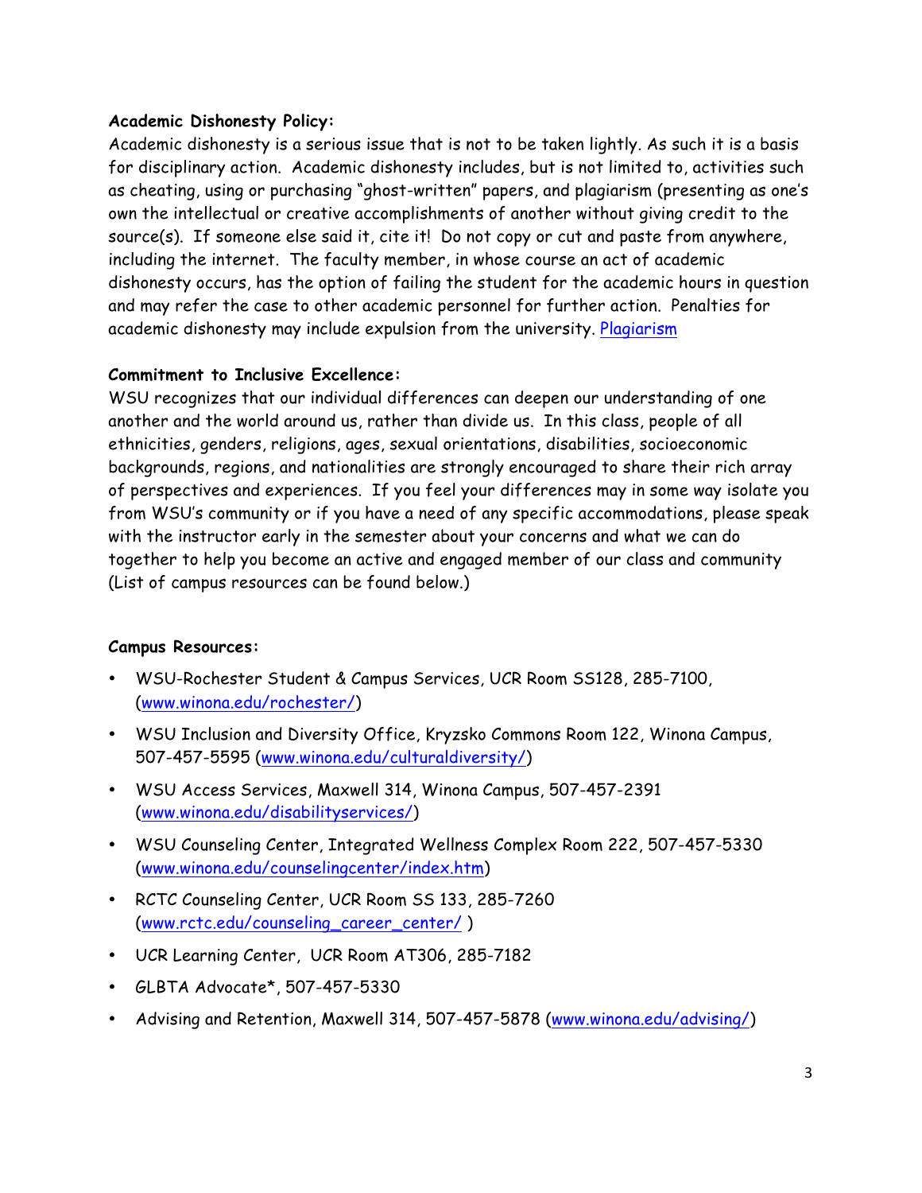**Academic Dishonesty Policy:**

Academic dishonesty is a serious issue that is not to be taken lightly. As such it is a basis for disciplinary action. Academic dishonesty includes, but is not limited to, activities such as cheating, using or purchasing "ghost-written" papers, and plagiarism (presenting as one's own the intellectual or creative accomplishments of another without giving credit to the source(s). If someone else said it, cite it! Do not copy or cut and paste from anywhere, including the internet. The faculty member, in whose course an act of academic dishonesty occurs, has the option of failing the student for the academic hours in question and may refer the case to other academic personnel for further action. Penalties for academic dishonesty may include expulsion from the university. Plagiarism

**Commitment to Inclusive Excellence:**

WSU recognizes that our individual differences can deepen our understanding of one another and the world around us, rather than divide us. In this class, people of all ethnicities, genders, religions, ages, sexual orientations, disabilities, socioeconomic backgrounds, regions, and nationalities are strongly encouraged to share their rich array of perspectives and experiences. If you feel your differences may in some way isolate you from WSU's community or if you have a need of any specific accommodations, please speak with the instructor early in the semester about your concerns and what we can do together to help you become an active and engaged member of our class and community (List of campus resources can be found below.)

**Campus Resources:**

- WSU-Rochester Student & Campus Services, UCR Room SS128, 285-7100, (www.winona.edu/rochester/)
- WSU Inclusion and Diversity Office, Kryzsko Commons Room 122, Winona Campus, 507-457-5595 (www.winona.edu/culturaldiversity/)
- WSU Access Services, Maxwell 314, Winona Campus, 507-457-2391 (www.winona.edu/disabilityservices/)
- WSU Counseling Center, Integrated Wellness Complex Room 222, 507-457-5330 (www.winona.edu/counselingcenter/index.htm)
- RCTC Counseling Center, UCR Room SS 133, 285-7260 (www.rctc.edu/counseling_career_center/ )
- UCR Learning Center, UCR Room AT306, 285-7182
- GLBTA Advocate*, 507-457-5330
- Advising and Retention, Maxwell 314, 507-457-5878 (www.winona.edu/advising/)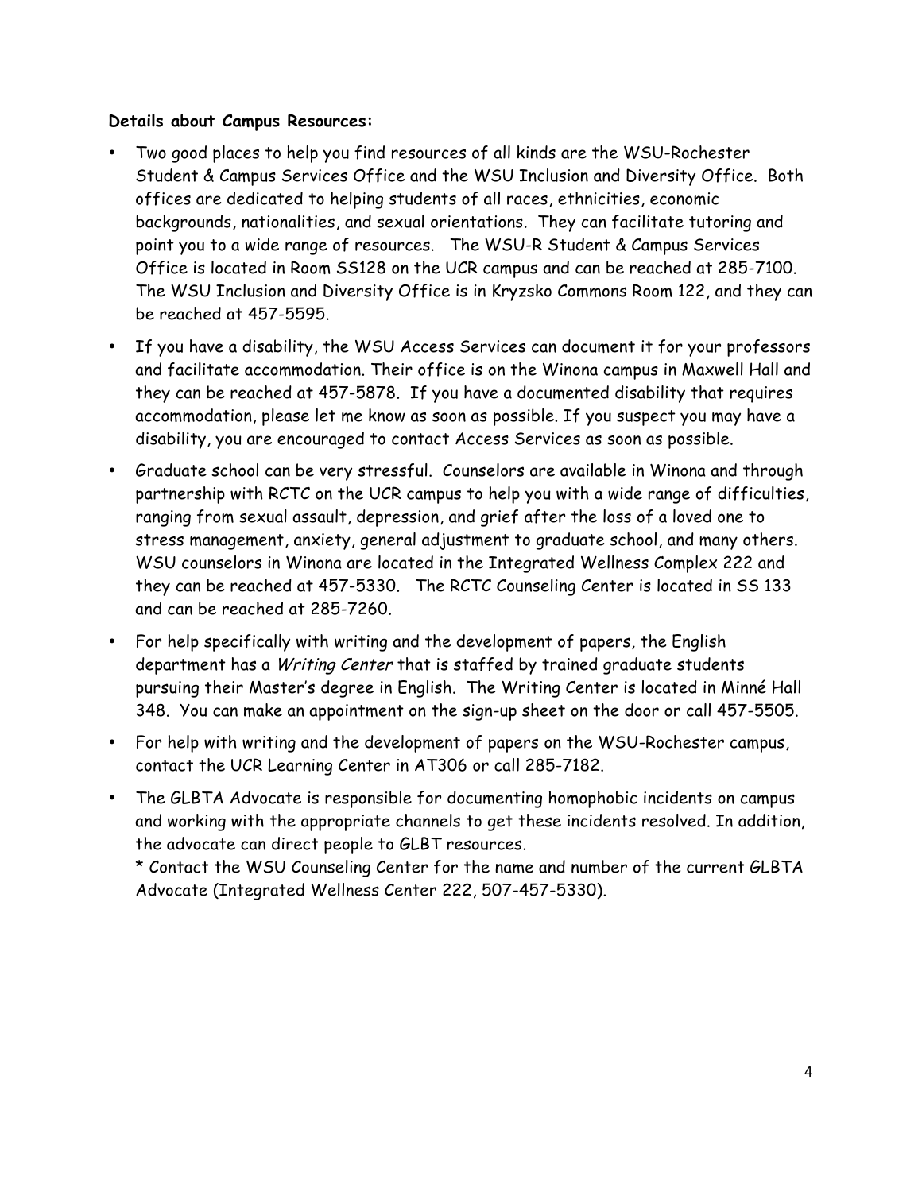**Details about Campus Resources:**

- Two good places to help you find resources of all kinds are the WSU-Rochester Student & Campus Services Office and the WSU Inclusion and Diversity Office. Both offices are dedicated to helping students of all races, ethnicities, economic backgrounds, nationalities, and sexual orientations. They can facilitate tutoring and point you to a wide range of resources. The WSU-R Student & Campus Services Office is located in Room SS128 on the UCR campus and can be reached at 285-7100. The WSU Inclusion and Diversity Office is in Kryzsko Commons Room 122, and they can be reached at 457-5595.
- If you have a disability, the WSU Access Services can document it for your professors and facilitate accommodation. Their office is on the Winona campus in Maxwell Hall and they can be reached at 457-5878. If you have a documented disability that requires accommodation, please let me know as soon as possible. If you suspect you may have a disability, you are encouraged to contact Access Services as soon as possible.
- Graduate school can be very stressful. Counselors are available in Winona and through partnership with RCTC on the UCR campus to help you with a wide range of difficulties, ranging from sexual assault, depression, and grief after the loss of a loved one to stress management, anxiety, general adjustment to graduate school, and many others. WSU counselors in Winona are located in the Integrated Wellness Complex 222 and they can be reached at 457-5330. The RCTC Counseling Center is located in SS 133 and can be reached at 285-7260.
- For help specifically with writing and the development of papers, the English department has a *Writing Center* that is staffed by trained graduate students pursuing their Master's degree in English. The Writing Center is located in Minné Hall 348. You can make an appointment on the sign-up sheet on the door or call 457-5505.
- For help with writing and the development of papers on the WSU-Rochester campus, contact the UCR Learning Center in AT306 or call 285-7182.
- The GLBTA Advocate is responsible for documenting homophobic incidents on campus and working with the appropriate channels to get these incidents resolved. In addition, the advocate can direct people to GLBT resources.
  * Contact the WSU Counseling Center for the name and number of the current GLBTA Advocate (Integrated Wellness Center 222, 507-457-5330).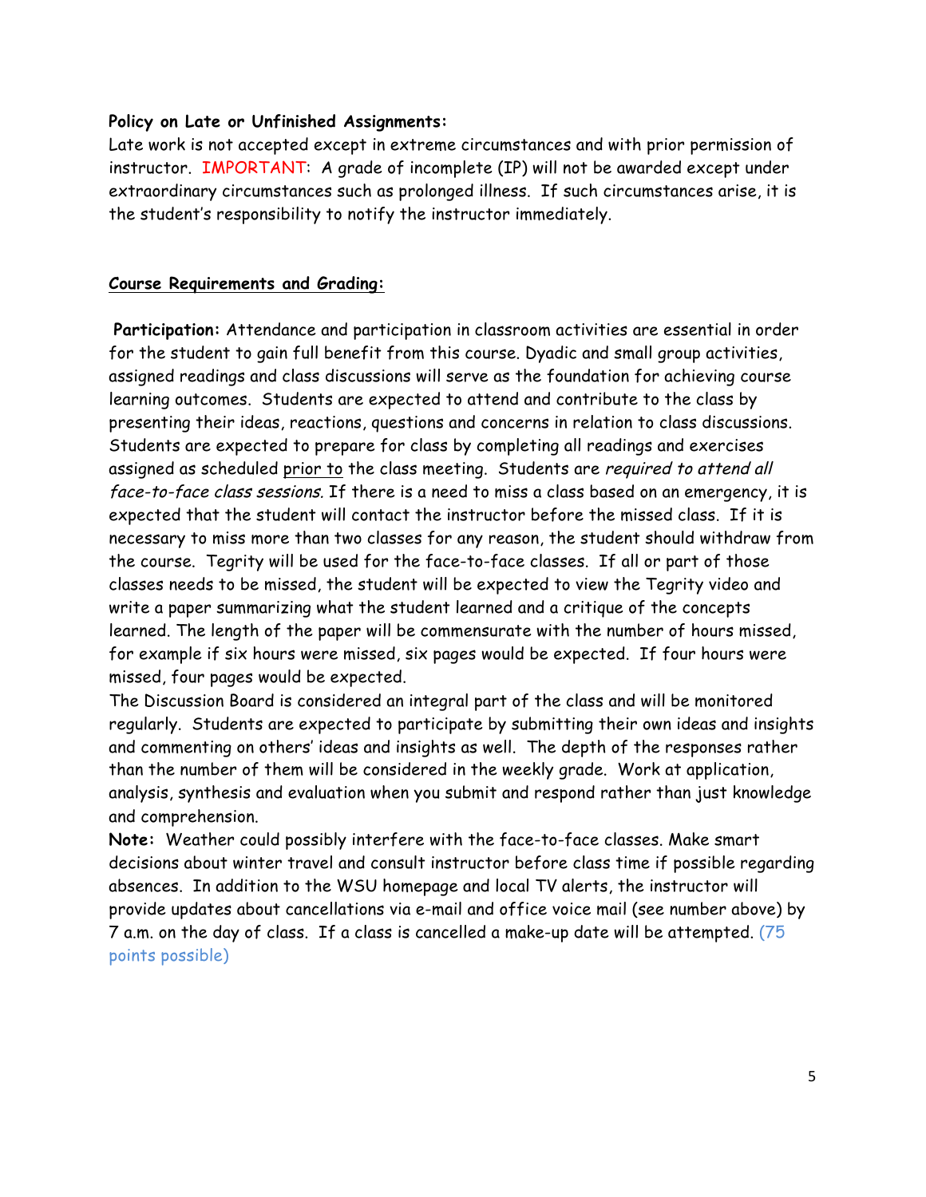**Policy on Late or Unfinished Assignments:**

Late work is not accepted except in extreme circumstances and with prior permission of instructor. IMPORTANT: A grade of incomplete (IP) will not be awarded except under extraordinary circumstances such as prolonged illness. If such circumstances arise, it is the student's responsibility to notify the instructor immediately.

**Course Requirements and Grading:**

**Participation:** Attendance and participation in classroom activities are essential in order for the student to gain full benefit from this course. Dyadic and small group activities, assigned readings and class discussions will serve as the foundation for achieving course learning outcomes. Students are expected to attend and contribute to the class by presenting their ideas, reactions, questions and concerns in relation to class discussions. Students are expected to prepare for class by completing all readings and exercises assigned as scheduled prior to the class meeting. Students are *required to attend all face-to-face class sessions*. If there is a need to miss a class based on an emergency, it is expected that the student will contact the instructor before the missed class. If it is necessary to miss more than two classes for any reason, the student should withdraw from the course. Tegrity will be used for the face-to-face classes. If all or part of those classes needs to be missed, the student will be expected to view the Tegrity video and write a paper summarizing what the student learned and a critique of the concepts learned. The length of the paper will be commensurate with the number of hours missed, for example if six hours were missed, six pages would be expected. If four hours were missed, four pages would be expected.

The Discussion Board is considered an integral part of the class and will be monitored regularly. Students are expected to participate by submitting their own ideas and insights and commenting on others' ideas and insights as well. The depth of the responses rather than the number of them will be considered in the weekly grade. Work at application, analysis, synthesis and evaluation when you submit and respond rather than just knowledge and comprehension.

**Note:** Weather could possibly interfere with the face-to-face classes. Make smart decisions about winter travel and consult instructor before class time if possible regarding absences. In addition to the WSU homepage and local TV alerts, the instructor will provide updates about cancellations via e-mail and office voice mail (see number above) by 7 a.m. on the day of class. If a class is cancelled a make-up date will be attempted. (75 points possible)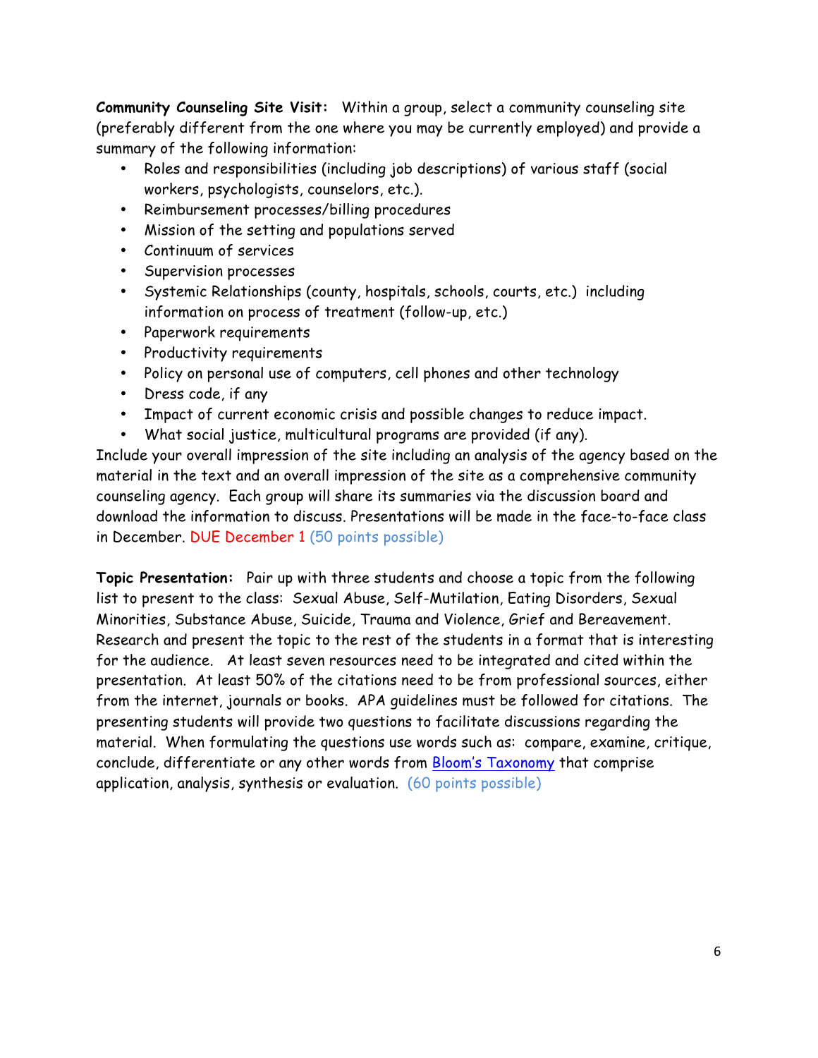**Community Counseling Site Visit:** Within a group, select a community counseling site (preferably different from the one where you may be currently employed) and provide a summary of the following information:

- Roles and responsibilities (including job descriptions) of various staff (social workers, psychologists, counselors, etc.).
- Reimbursement processes/billing procedures
- Mission of the setting and populations served
- Continuum of services
- Supervision processes
- Systemic Relationships (county, hospitals, schools, courts, etc.) including information on process of treatment (follow-up, etc.)
- Paperwork requirements
- Productivity requirements
- Policy on personal use of computers, cell phones and other technology
- Dress code, if any
- Impact of current economic crisis and possible changes to reduce impact.
- What social justice, multicultural programs are provided (if any).

Include your overall impression of the site including an analysis of the agency based on the material in the text and an overall impression of the site as a comprehensive community counseling agency. Each group will share its summaries via the discussion board and download the information to discuss. Presentations will be made in the face-to-face class in December. DUE December 1 (50 points possible)

**Topic Presentation:** Pair up with three students and choose a topic from the following list to present to the class: Sexual Abuse, Self-Mutilation, Eating Disorders, Sexual Minorities, Substance Abuse, Suicide, Trauma and Violence, Grief and Bereavement. Research and present the topic to the rest of the students in a format that is interesting for the audience. At least seven resources need to be integrated and cited within the presentation. At least 50% of the citations need to be from professional sources, either from the internet, journals or books. APA guidelines must be followed for citations. The presenting students will provide two questions to facilitate discussions regarding the material. When formulating the questions use words such as: compare, examine, critique, conclude, differentiate or any other words from Bloom's Taxonomy that comprise application, analysis, synthesis or evaluation. (60 points possible)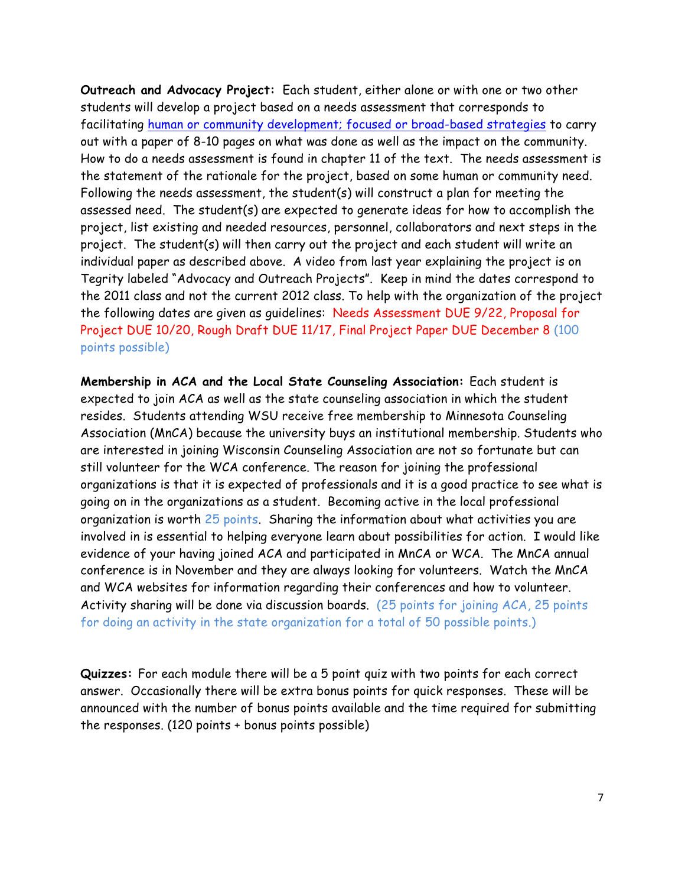**Outreach and Advocacy Project:** Each student, either alone or with one or two other students will develop a project based on a needs assessment that corresponds to facilitating human or community development; focused or broad-based strategies to carry out with a paper of 8-10 pages on what was done as well as the impact on the community. How to do a needs assessment is found in chapter 11 of the text. The needs assessment is the statement of the rationale for the project, based on some human or community need. Following the needs assessment, the student(s) will construct a plan for meeting the assessed need. The student(s) are expected to generate ideas for how to accomplish the project, list existing and needed resources, personnel, collaborators and next steps in the project. The student(s) will then carry out the project and each student will write an individual paper as described above. A video from last year explaining the project is on Tegrity labeled "Advocacy and Outreach Projects". Keep in mind the dates correspond to the 2011 class and not the current 2012 class. To help with the organization of the project the following dates are given as guidelines: Needs Assessment DUE 9/22, Proposal for Project DUE 10/20, Rough Draft DUE 11/17, Final Project Paper DUE December 8 (100 points possible)

**Membership in ACA and the Local State Counseling Association:** Each student is expected to join ACA as well as the state counseling association in which the student resides. Students attending WSU receive free membership to Minnesota Counseling Association (MnCA) because the university buys an institutional membership. Students who are interested in joining Wisconsin Counseling Association are not so fortunate but can still volunteer for the WCA conference. The reason for joining the professional organizations is that it is expected of professionals and it is a good practice to see what is going on in the organizations as a student. Becoming active in the local professional organization is worth 25 points. Sharing the information about what activities you are involved in is essential to helping everyone learn about possibilities for action. I would like evidence of your having joined ACA and participated in MnCA or WCA. The MnCA annual conference is in November and they are always looking for volunteers. Watch the MnCA and WCA websites for information regarding their conferences and how to volunteer. Activity sharing will be done via discussion boards. (25 points for joining ACA, 25 points for doing an activity in the state organization for a total of 50 possible points.)

**Quizzes:** For each module there will be a 5 point quiz with two points for each correct answer. Occasionally there will be extra bonus points for quick responses. These will be announced with the number of bonus points available and the time required for submitting the responses. (120 points + bonus points possible)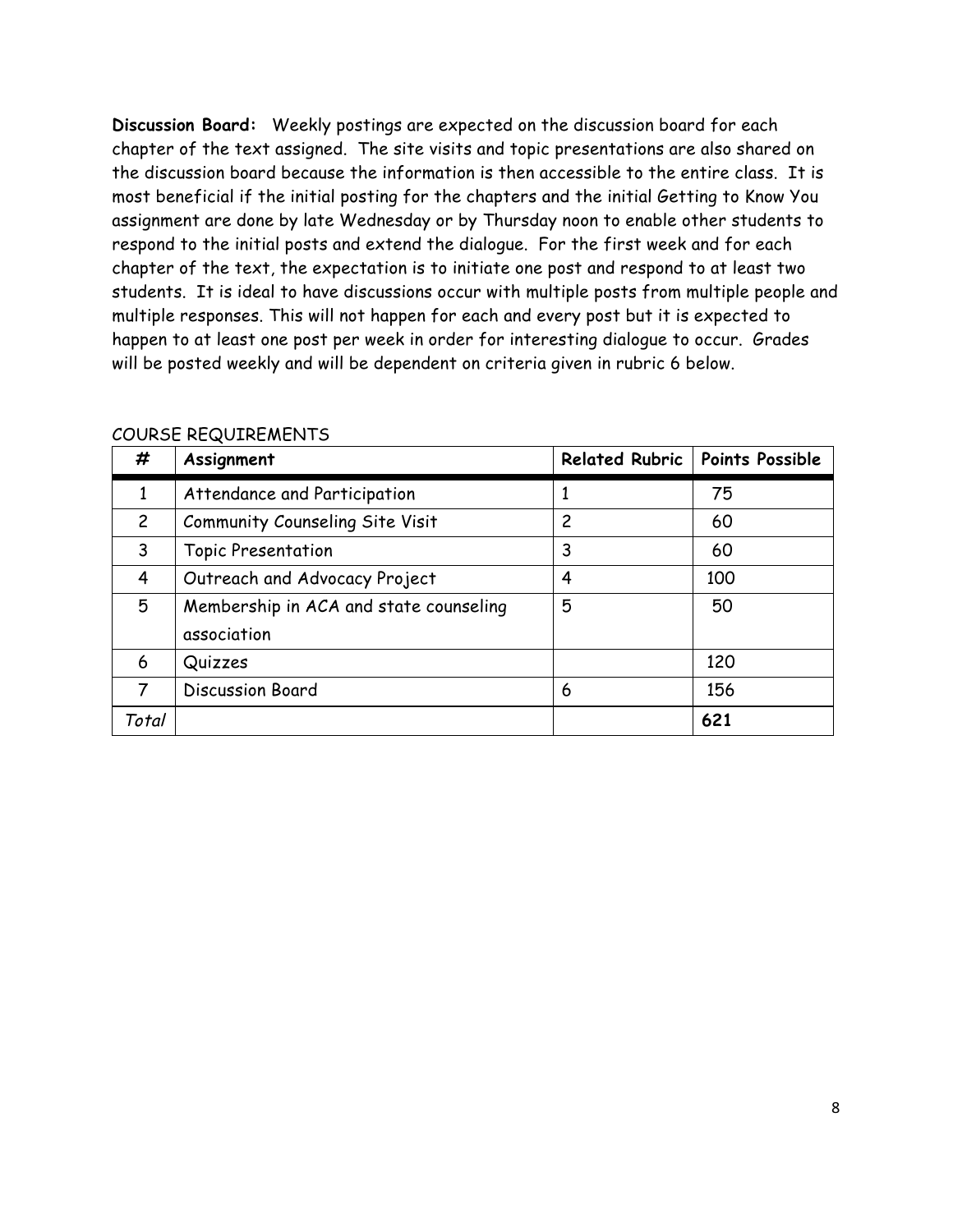**Discussion Board:** Weekly postings are expected on the discussion board for each chapter of the text assigned. The site visits and topic presentations are also shared on the discussion board because the information is then accessible to the entire class. It is most beneficial if the initial posting for the chapters and the initial Getting to Know You assignment are done by late Wednesday or by Thursday noon to enable other students to respond to the initial posts and extend the dialogue. For the first week and for each chapter of the text, the expectation is to initiate one post and respond to at least two students. It is ideal to have discussions occur with multiple posts from multiple people and multiple responses. This will not happen for each and every post but it is expected to happen to at least one post per week in order for interesting dialogue to occur. Grades will be posted weekly and will be dependent on criteria given in rubric 6 below.

COURSE REQUIREMENTS

| # | Assignment | Related Rubric | Points Possible |
|---|---|---|---|
| 1 | Attendance and Participation | 1 | 75 |
| 2 | Community Counseling Site Visit | 2 | 60 |
| 3 | Topic Presentation | 3 | 60 |
| 4 | Outreach and Advocacy Project | 4 | 100 |
| 5 | Membership in ACA and state counseling association | 5 | 50 |
| 6 | Quizzes | | 120 |
| 7 | Discussion Board | 6 | 156 |
| *Total* | | | **621** |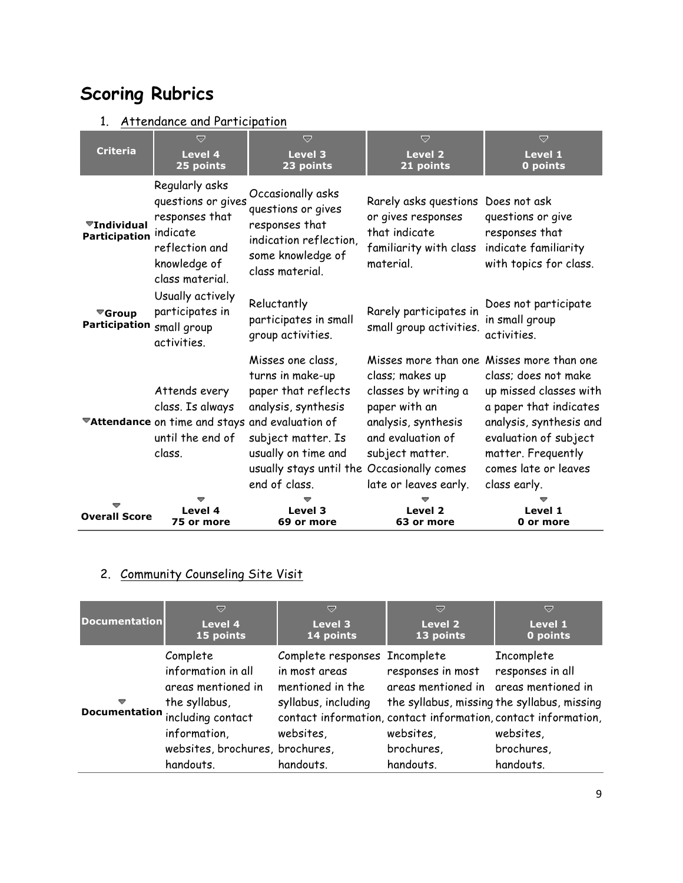# Scoring Rubrics

1. Attendance and Participation

| Criteria | Level 4<br>25 points | Level 3<br>23 points | Level 2<br>21 points | Level 1<br>0 points |
|---|---|---|---|---|
| **Individual Participation** | Regularly asks questions or gives responses that indicate reflection and knowledge of class material. | Occasionally asks questions or gives responses that indication reflection, some knowledge of class material. | Rarely asks questions or gives responses that indicate familiarity with class material. | Does not ask questions or give responses that indicate familiarity with topics for class. |
| **Group Participation** | Usually actively participates in small group activities. | Reluctantly participates in small group activities. | Rarely participates in small group activities. | Does not participate in small group activities. |
| **Attendance** | Attends every class. Is always on time and stays until the end of class. | Misses one class, turns in make-up paper that reflects analysis, synthesis and evaluation of subject matter. Is usually on time and usually stays until the end of class. | Misses more than one class; makes up classes by writing a paper with an analysis, synthesis and evaluation of subject matter. Occasionally comes late or leaves early. | Misses more than one class; does not make up missed classes with a paper that indicates analysis, synthesis and evaluation of subject matter. Frequently comes late or leaves class early. |
| **Overall Score** | **Level 4**<br>**75 or more** | **Level 3**<br>**69 or more** | **Level 2**<br>**63 or more** | **Level 1**<br>**0 or more** |

2. Community Counseling Site Visit

| Documentation | Level 4<br>15 points | Level 3<br>14 points | Level 2<br>13 points | Level 1<br>0 points |
|---|---|---|---|---|
| **Documentation** | Complete information in all areas mentioned in the syllabus, including contact information, websites, brochures, handouts. | Complete responses in most areas mentioned in the syllabus, including contact information, websites, brochures, handouts. | Incomplete responses in most areas mentioned in the syllabus, missing contact information, websites, brochures, handouts. | Incomplete responses in all areas mentioned in the syllabus, missing contact information, websites, brochures, handouts. |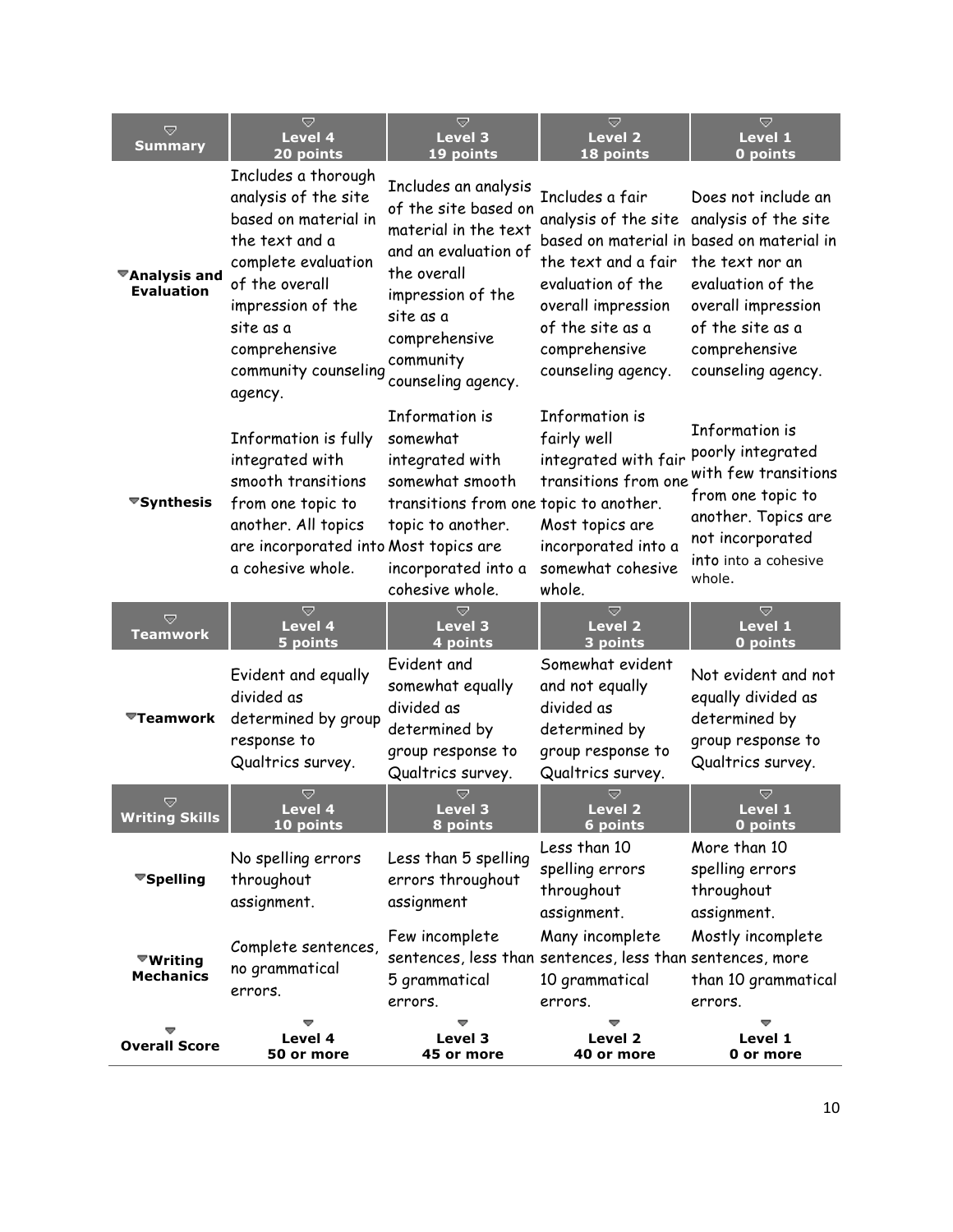| Summary | Level 4<br>20 points | Level 3<br>19 points | Level 2<br>18 points | Level 1<br>0 points |
|---|---|---|---|---|
| **Analysis and Evaluation** | Includes a thorough analysis of the site based on material in the text and a complete evaluation of the overall impression of the site as a comprehensive community counseling agency. | Includes an analysis of the site based on material in the text and an evaluation of the overall impression of the site as a comprehensive community counseling agency. | Includes a fair analysis of the site based on material in the text and a fair evaluation of the overall impression of the site as a comprehensive counseling agency. | Does not include an analysis of the site based on material in the text nor an evaluation of the overall impression of the site as a comprehensive counseling agency. |
| **Synthesis** | Information is fully integrated with smooth transitions from one topic to another. All topics are incorporated into a cohesive whole. | Information is somewhat integrated with somewhat smooth transitions from one topic to another. Most topics are incorporated into a cohesive whole. | Information is fairly well integrated with fair transitions from one topic to another. Most topics are incorporated into a somewhat cohesive whole. | Information is poorly integrated with few transitions from one topic to another. Topics are not incorporated into into a cohesive whole. |
| **Teamwork** | **Level 4<br>5 points** | **Level 3<br>4 points** | **Level 2<br>3 points** | **Level 1<br>0 points** |
| **Teamwork** | Evident and equally divided as determined by group response to Qualtrics survey. | Evident and somewhat equally divided as determined by group response to Qualtrics survey. | Somewhat evident and not equally divided as determined by group response to Qualtrics survey. | Not evident and not equally divided as determined by group response to Qualtrics survey. |
| **Writing Skills** | **Level 4<br>10 points** | **Level 3<br>8 points** | **Level 2<br>6 points** | **Level 1<br>0 points** |
| **Spelling** | No spelling errors throughout assignment. | Less than 5 spelling errors throughout assignment | Less than 10 spelling errors throughout assignment. | More than 10 spelling errors throughout assignment. |
| **Writing Mechanics** | Complete sentences, no grammatical errors. | Few incomplete sentences, less than 5 grammatical errors. | Many incomplete sentences, less than 10 grammatical errors. | Mostly incomplete sentences, more than 10 grammatical errors. |
| **Overall Score** | **Level 4<br>50 or more** | **Level 3<br>45 or more** | **Level 2<br>40 or more** | **Level 1<br>0 or more** |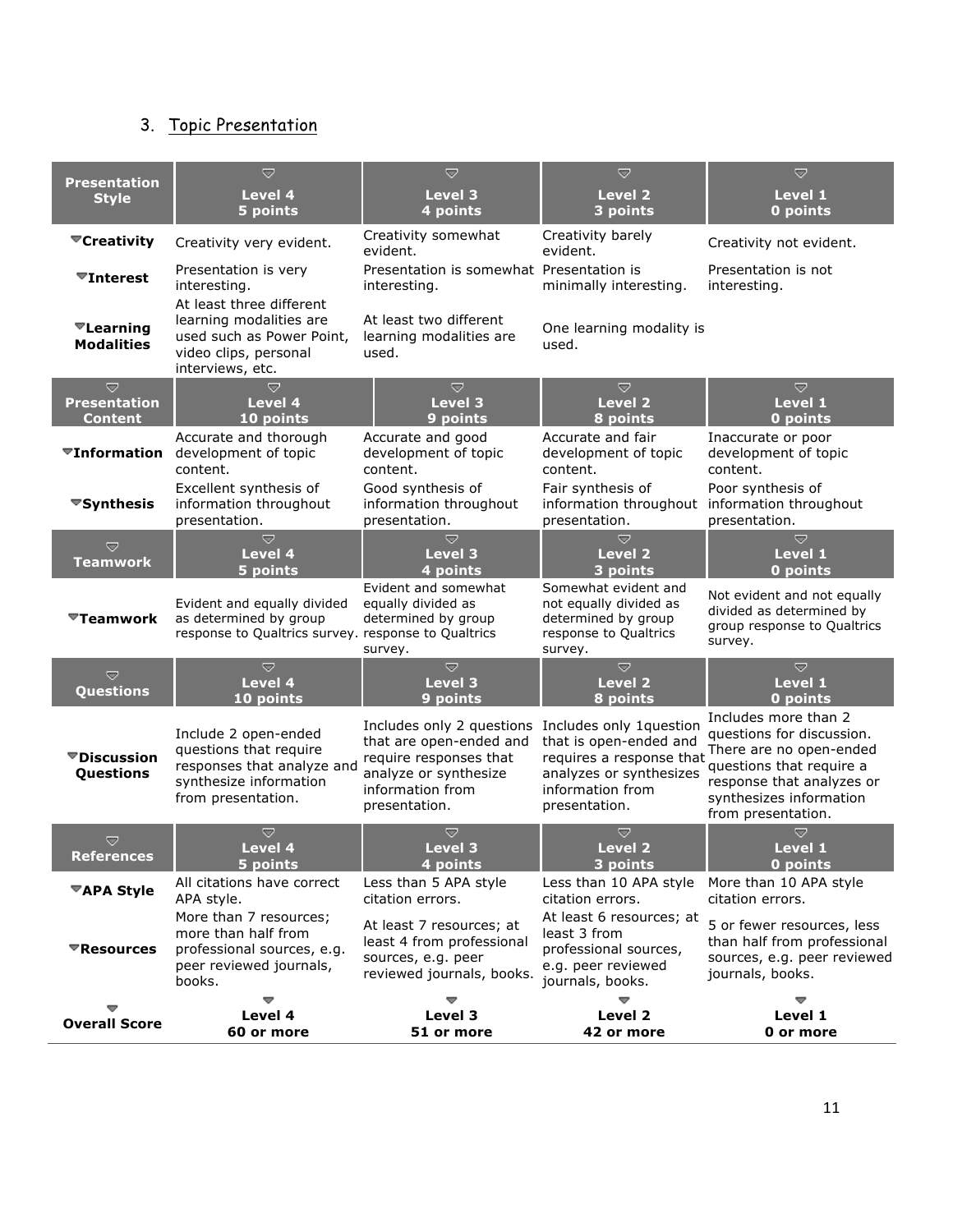3. Topic Presentation

| Presentation Style | Level 4 5 points | Level 3 4 points | Level 2 3 points | Level 1 0 points |
|---|---|---|---|---|
| **Creativity** | Creativity very evident. | Creativity somewhat evident. | Creativity barely evident. | Creativity not evident. |
| **Interest** | Presentation is very interesting. | Presentation is somewhat interesting. | Presentation is minimally interesting. | Presentation is not interesting. |
| **Learning Modalities** | At least three different learning modalities are used such as Power Point, video clips, personal interviews, etc. | At least two different learning modalities are used. | One learning modality is used. | |
| **Presentation Content** | **Level 4 10 points** | **Level 3 9 points** | **Level 2 8 points** | **Level 1 0 points** |
| **Information** | Accurate and thorough development of topic content. | Accurate and good development of topic content. | Accurate and fair development of topic content. | Inaccurate or poor development of topic content. |
| **Synthesis** | Excellent synthesis of information throughout presentation. | Good synthesis of information throughout presentation. | Fair synthesis of information throughout presentation. | Poor synthesis of information throughout presentation. |
| **Teamwork** | **Level 4 5 points** | **Level 3 4 points** | **Level 2 3 points** | **Level 1 0 points** |
| **Teamwork** | Evident and equally divided as determined by group response to Qualtrics survey. | Evident and somewhat equally divided as determined by group response to Qualtrics survey. | Somewhat evident and not equally divided as determined by group response to Qualtrics survey. | Not evident and not equally divided as determined by group response to Qualtrics survey. |
| **Questions** | **Level 4 10 points** | **Level 3 9 points** | **Level 2 8 points** | **Level 1 0 points** |
| **Discussion Questions** | Include 2 open-ended questions that require responses that analyze and synthesize information from presentation. | Includes only 2 questions that are open-ended and require responses that analyze or synthesize information from presentation. | Includes only 1question that is open-ended and requires a response that analyzes or synthesizes information from presentation. | Includes more than 2 questions for discussion. There are no open-ended questions that require a response that analyzes or synthesizes information from presentation. |
| **References** | **Level 4 5 points** | **Level 3 4 points** | **Level 2 3 points** | **Level 1 0 points** |
| **APA Style** | All citations have correct APA style. | Less than 5 APA style citation errors. | Less than 10 APA style citation errors. | More than 10 APA style citation errors. |
| **Resources** | More than 7 resources; more than half from professional sources, e.g. peer reviewed journals, books. | At least 7 resources; at least 4 from professional sources, e.g. peer reviewed journals, books. | At least 6 resources; at least 3 from professional sources, e.g. peer reviewed journals, books. | 5 or fewer resources, less than half from professional sources, e.g. peer reviewed journals, books. |
| **Overall Score** | **Level 4 60 or more** | **Level 3 51 or more** | **Level 2 42 or more** | **Level 1 0 or more** |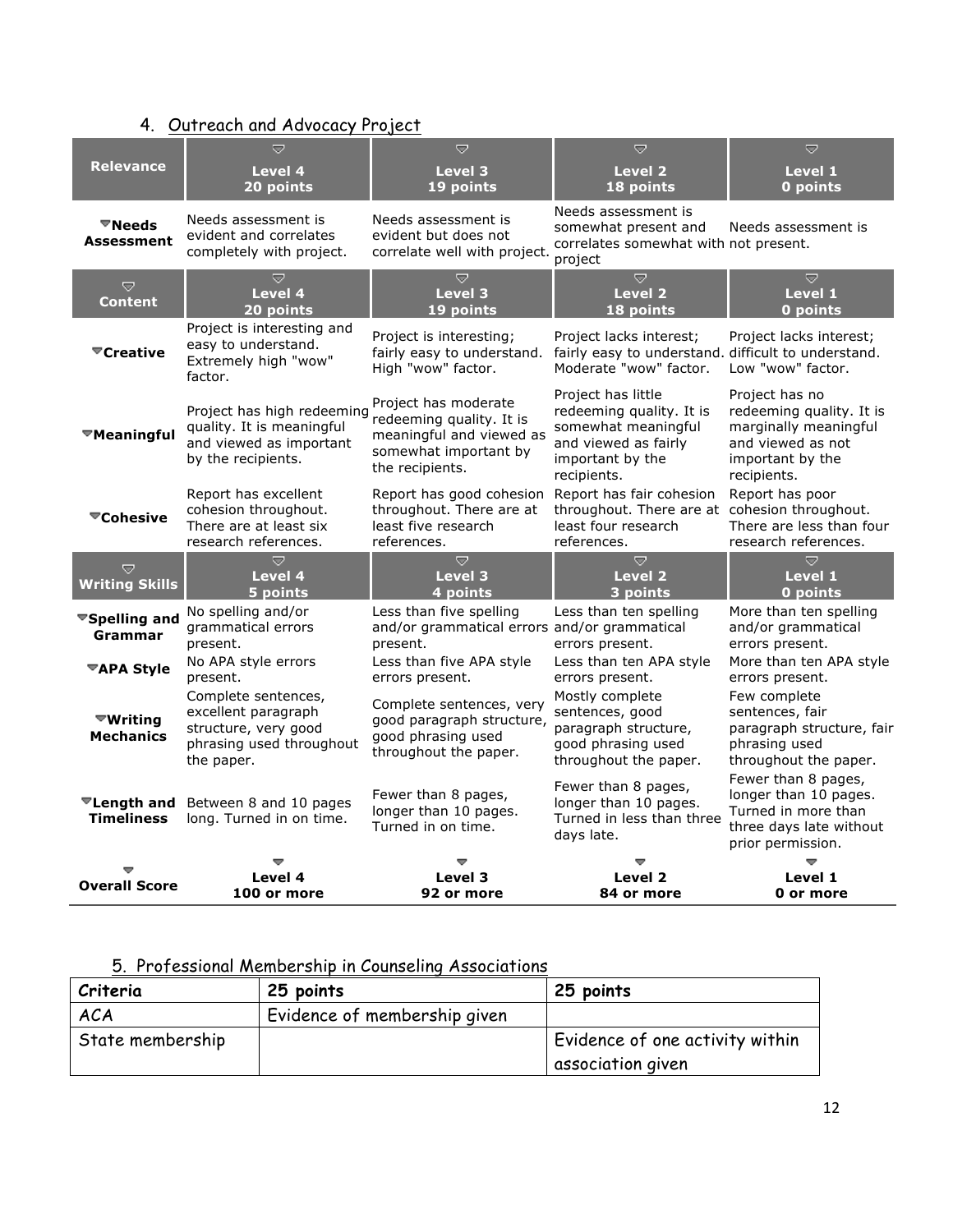## 4. Outreach and Advocacy Project

| Relevance | Level 4<br>20 points | Level 3<br>19 points | Level 2<br>18 points | Level 1<br>0 points |
|---|---|---|---|---|
| **Needs Assessment** | Needs assessment is evident and correlates completely with project. | Needs assessment is evident but does not correlate well with project. | Needs assessment is somewhat present and correlates somewhat with project | Needs assessment is not present. |
| **Content** | **Level 4<br>20 points** | **Level 3<br>19 points** | **Level 2<br>18 points** | **Level 1<br>0 points** |
| **Creative** | Project is interesting and easy to understand. Extremely high "wow" factor. | Project is interesting; fairly easy to understand. High "wow" factor. | Project lacks interest; fairly easy to understand. Moderate "wow" factor. | Project lacks interest; difficult to understand. Low "wow" factor. |
| **Meaningful** | Project has high redeeming quality. It is meaningful and viewed as important by the recipients. | Project has moderate redeeming quality. It is meaningful and viewed as somewhat important by the recipients. | Project has little redeeming quality. It is somewhat meaningful and viewed as fairly important by the recipients. | Project has no redeeming quality. It is marginally meaningful and viewed as not important by the recipients. |
| **Cohesive** | Report has excellent cohesion throughout. There are at least six research references. | Report has good cohesion throughout. There are at least five research references. | Report has fair cohesion throughout. There are at least four research references. | Report has poor cohesion throughout. There are less than four research references. |
| **Writing Skills** | **Level 4<br>5 points** | **Level 3<br>4 points** | **Level 2<br>3 points** | **Level 1<br>0 points** |
| **Spelling and Grammar** | No spelling and/or grammatical errors present. | Less than five spelling and/or grammatical errors present. | Less than ten spelling and/or grammatical errors present. | More than ten spelling and/or grammatical errors present. |
| **APA Style** | No APA style errors present. | Less than five APA style errors present. | Less than ten APA style errors present. | More than ten APA style errors present. |
| **Writing Mechanics** | Complete sentences, excellent paragraph structure, very good phrasing used throughout the paper. | Complete sentences, very good paragraph structure, good phrasing used throughout the paper. | Mostly complete sentences, good paragraph structure, good phrasing used throughout the paper. | Few complete sentences, fair paragraph structure, fair phrasing used throughout the paper. |
| **Length and Timeliness** | Between 8 and 10 pages long. Turned in on time. | Fewer than 8 pages, longer than 10 pages. Turned in on time. | Fewer than 8 pages, longer than 10 pages. Turned in less than three days late. | Fewer than 8 pages, longer than 10 pages. Turned in more than three days late without prior permission. |
| **Overall Score** | **Level 4<br>100 or more** | **Level 3<br>92 or more** | **Level 2<br>84 or more** | **Level 1<br>0 or more** |

## 5. Professional Membership in Counseling Associations

| Criteria | 25 points | 25 points |
|---|---|---|
| ACA | Evidence of membership given | |
| State membership | | Evidence of one activity within association given |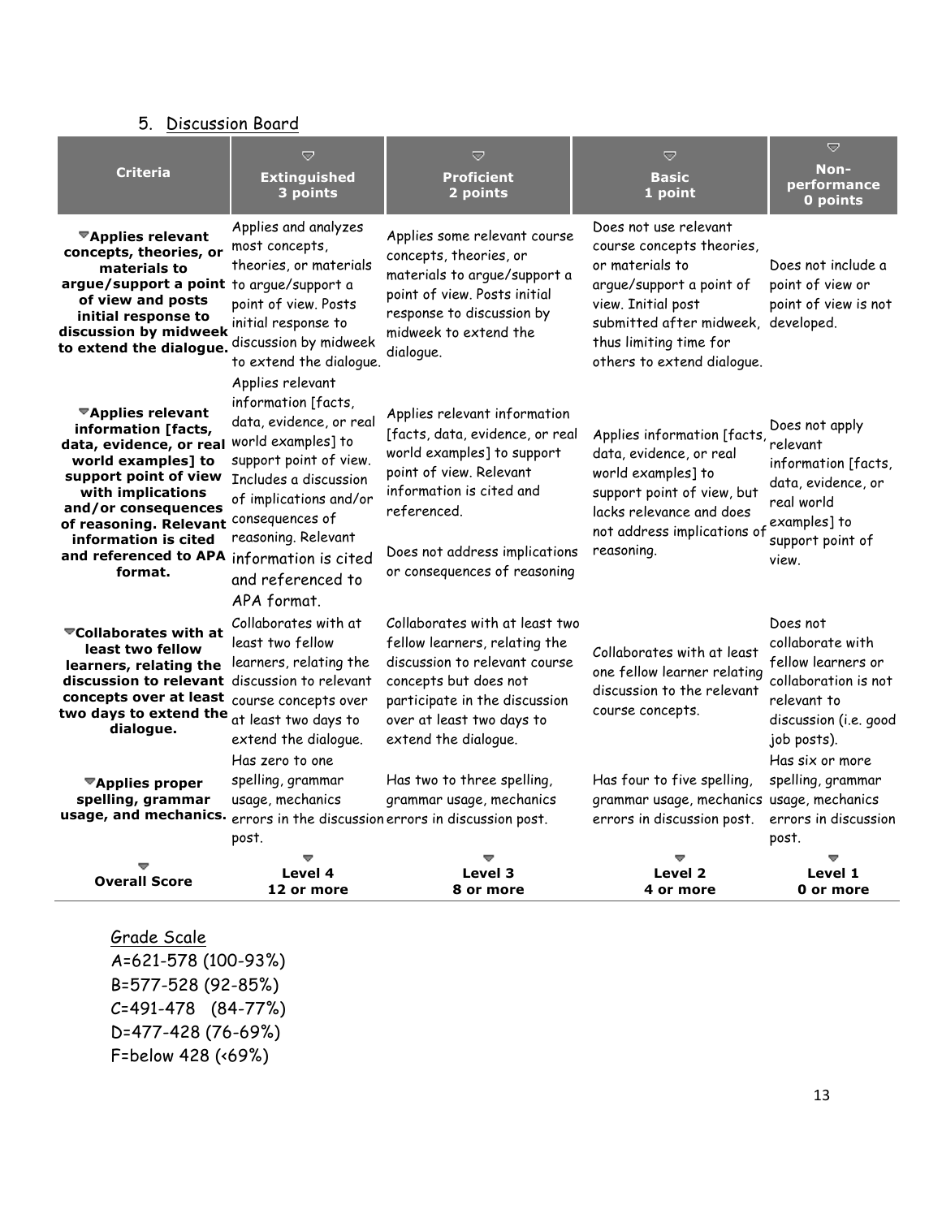5. Discussion Board

| Criteria | Extinguished 3 points | Proficient 2 points | Basic 1 point | Non-performance 0 points |
|---|---|---|---|---|
| **Applies relevant concepts, theories, or materials to argue/support a point of view and posts initial response to discussion by midweek to extend the dialogue.** | Applies and analyzes most concepts, theories, or materials to argue/support a point of view. Posts initial response to discussion by midweek to extend the dialogue. | Applies some relevant course concepts, theories, or materials to argue/support a point of view. Posts initial response to discussion by midweek to extend the dialogue. | Does not use relevant course concepts theories, or materials to argue/support a point of view. Initial post submitted after midweek, thus limiting time for others to extend dialogue. | Does not include a point of view or point of view is not developed. |
| **Applies relevant information [facts, data, evidence, or real world examples] to support point of view with implications and/or consequences of reasoning. Relevant information is cited and referenced to APA format.** | Applies relevant information [facts, data, evidence, or real world examples] to support point of view. Includes a discussion of implications and/or consequences of reasoning. Relevant information is cited and referenced to APA format. | Applies relevant information [facts, data, evidence, or real world examples] to support point of view. Relevant information is cited and referenced.<br><br>Does not address implications or consequences of reasoning | Applies information [facts, data, evidence, or real world examples] to support point of view, but lacks relevance and does not address implications of reasoning. | Does not apply relevant information [facts, data, evidence, or real world examples] to support point of view. |
| **Collaborates with at least two fellow learners, relating the discussion to relevant concepts over at least two days to extend the dialogue.** | Collaborates with at least two fellow learners, relating the discussion to relevant course concepts over at least two days to extend the dialogue. | Collaborates with at least two fellow learners, relating the discussion to relevant course concepts but does not participate in the discussion over at least two days to extend the dialogue. | Collaborates with at least one fellow learner relating discussion to the relevant course concepts. | Does not collaborate with fellow learners or collaboration is not relevant to discussion (i.e. good job posts). |
| **Applies proper spelling, grammar usage, and mechanics.** | Has zero to one spelling, grammar usage, mechanics errors in the discussion post. | Has two to three spelling, grammar usage, mechanics errors in discussion post. | Has four to five spelling, grammar usage, mechanics errors in discussion post. | Has six or more spelling, grammar usage, mechanics errors in discussion post. |
| **Overall Score** | **Level 4**<br>**12 or more** | **Level 3**<br>**8 or more** | **Level 2**<br>**4 or more** | **Level 1**<br>**0 or more** |

Grade Scale

A=621-578 (100-93%)
B=577-528 (92-85%)
C=491-478 (84-77%)
D=477-428 (76-69%)
F=below 428 (<69%)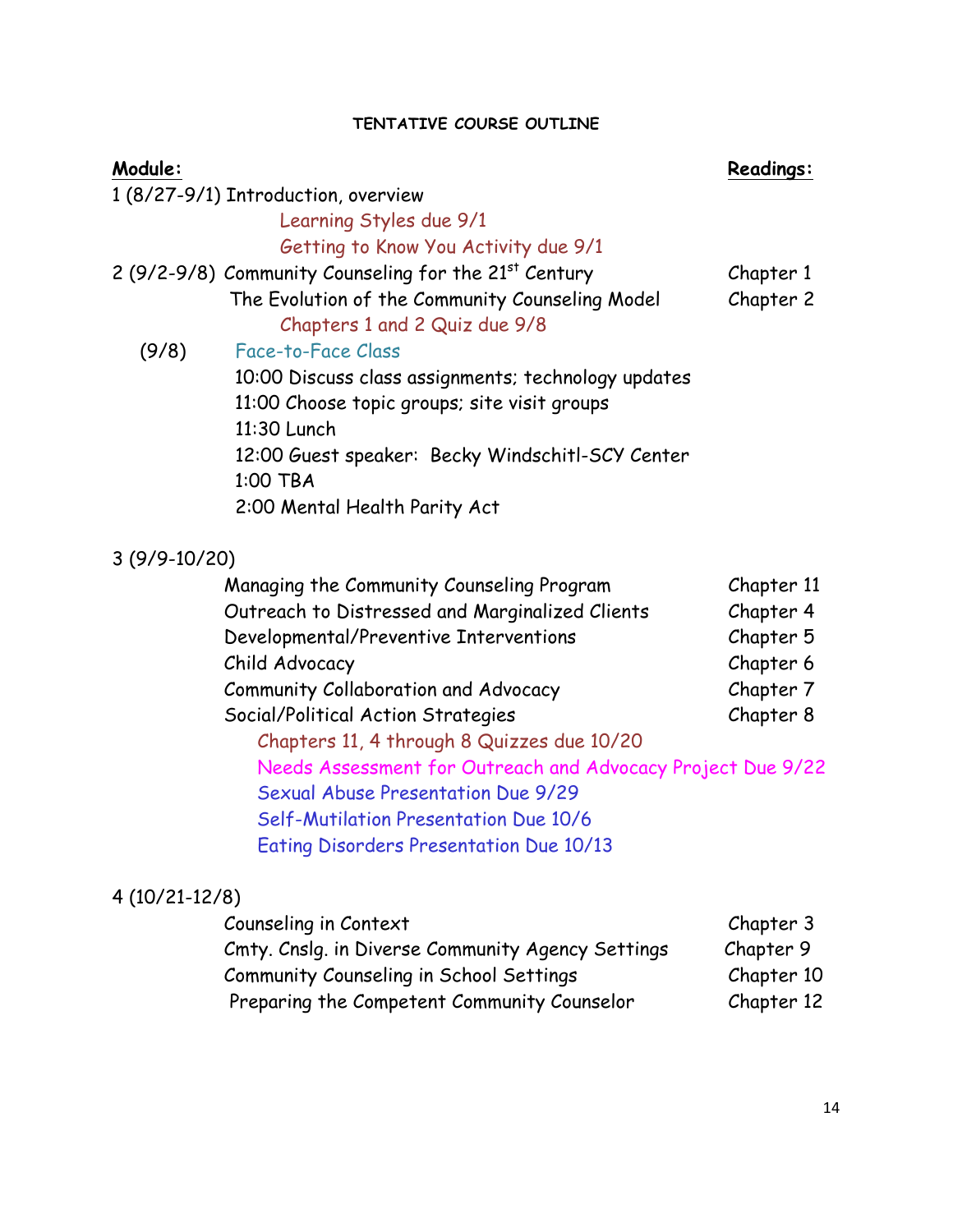**TENTATIVE COURSE OUTLINE**

| **Module:** | | **Readings:** |
|---|---|---|
| 1 (8/27-9/1) | Introduction, overview | |
| | Learning Styles due 9/1 | |
| | Getting to Know You Activity due 9/1 | |
| 2 (9/2-9/8) | Community Counseling for the 21st Century | Chapter 1 |
| | The Evolution of the Community Counseling Model | Chapter 2 |
| | Chapters 1 and 2 Quiz due 9/8 | |
| (9/8) | Face-to-Face Class | |
| | 10:00 Discuss class assignments; technology updates | |
| | 11:00 Choose topic groups; site visit groups | |
| | 11:30 Lunch | |
| | 12:00 Guest speaker: Becky Windschitl-SCY Center | |
| | 1:00 TBA | |
| | 2:00 Mental Health Parity Act | |
| 3 (9/9-10/20) | | |
| | Managing the Community Counseling Program | Chapter 11 |
| | Outreach to Distressed and Marginalized Clients | Chapter 4 |
| | Developmental/Preventive Interventions | Chapter 5 |
| | Child Advocacy | Chapter 6 |
| | Community Collaboration and Advocacy | Chapter 7 |
| | Social/Political Action Strategies | Chapter 8 |
| | Chapters 11, 4 through 8 Quizzes due 10/20 | |
| | Needs Assessment for Outreach and Advocacy Project Due 9/22 | |
| | Sexual Abuse Presentation Due 9/29 | |
| | Self-Mutilation Presentation Due 10/6 | |
| | Eating Disorders Presentation Due 10/13 | |
| 4 (10/21-12/8) | | |
| | Counseling in Context | Chapter 3 |
| | Cmty. Cnslg. in Diverse Community Agency Settings | Chapter 9 |
| | Community Counseling in School Settings | Chapter 10 |
| | Preparing the Competent Community Counselor | Chapter 12 |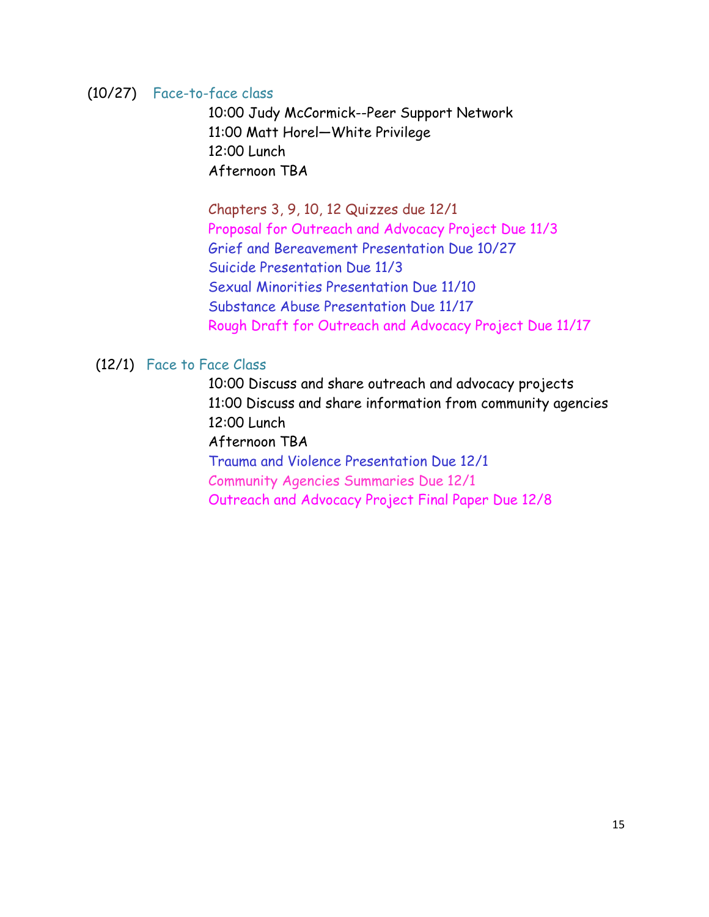(10/27) Face-to-face class

10:00 Judy McCormick--Peer Support Network
11:00 Matt Horel—White Privilege
12:00 Lunch
Afternoon TBA

Chapters 3, 9, 10, 12 Quizzes due 12/1
Proposal for Outreach and Advocacy Project Due 11/3
Grief and Bereavement Presentation Due 10/27
Suicide Presentation Due 11/3
Sexual Minorities Presentation Due 11/10
Substance Abuse Presentation Due 11/17
Rough Draft for Outreach and Advocacy Project Due 11/17

(12/1) Face to Face Class

10:00 Discuss and share outreach and advocacy projects
11:00 Discuss and share information from community agencies
12:00 Lunch
Afternoon TBA
Trauma and Violence Presentation Due 12/1
Community Agencies Summaries Due 12/1
Outreach and Advocacy Project Final Paper Due 12/8